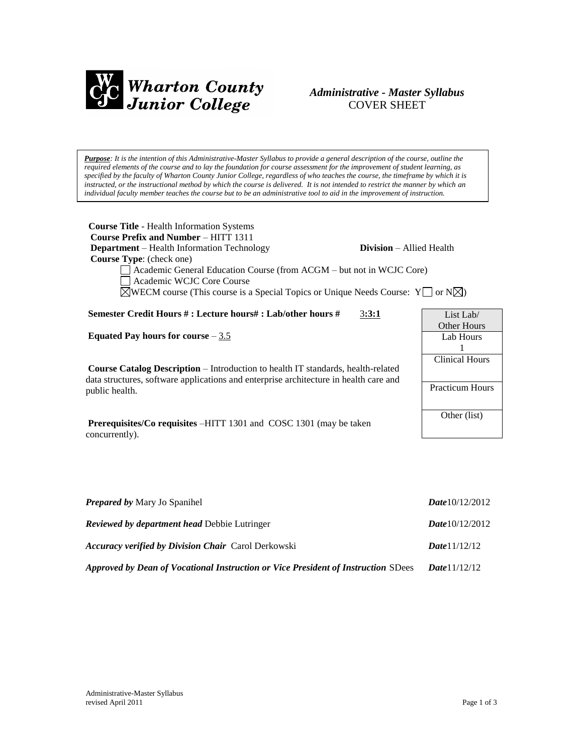**Wharton County Junior College**

*Administrative - Master Syllabus*
COVER SHEET

***Purpose****: It is the intention of this Administrative-Master Syllabus to provide a general description of the course, outline the required elements of the course and to lay the foundation for course assessment for the improvement of student learning, as specified by the faculty of Wharton County Junior College, regardless of who teaches the course, the timeframe by which it is instructed, or the instructional method by which the course is delivered. It is not intended to restrict the manner by which an individual faculty member teaches the course but to be an administrative tool to aid in the improvement of instruction.*

**Course Title** - Health Information Systems
**Course Prefix and Number** – HITT 1311
**Department** – Health Information Technology **Division** – Allied Health
**Course Type**: (check one)

- ☐ Academic General Education Course (from ACGM – but not in WCJC Core)
- ☐ Academic WCJC Core Course
- ☒ WECM course (This course is a Special Topics or Unique Needs Course: Y ☐ or N ☒)

**Semester Credit Hours # : Lecture hours# : Lab/other hours #** 3**:3:1**

**Equated Pay hours for course** – 3.5

**Course Catalog Description** – Introduction to health IT standards, health-related data structures, software applications and enterprise architecture in health care and public health.

**Prerequisites/Co requisites** –HITT 1301 and COSC 1301 (may be taken concurrently).

| List Lab/ Other Hours |
|---|
| Lab Hours 1 |
| Clinical Hours |
| Practicum Hours |
| Other (list) |

***Prepared by*** Mary Jo Spanihel ***Date*** 10/12/2012

***Reviewed by department head*** Debbie Lutringer ***Date*** 10/12/2012

***Accuracy verified by Division Chair*** Carol Derkowski ***Date*** 11/12/12

***Approved by Dean of Vocational Instruction or Vice President of Instruction*** SDees ***Date*** 11/12/12

Administrative-Master Syllabus
revised April 2011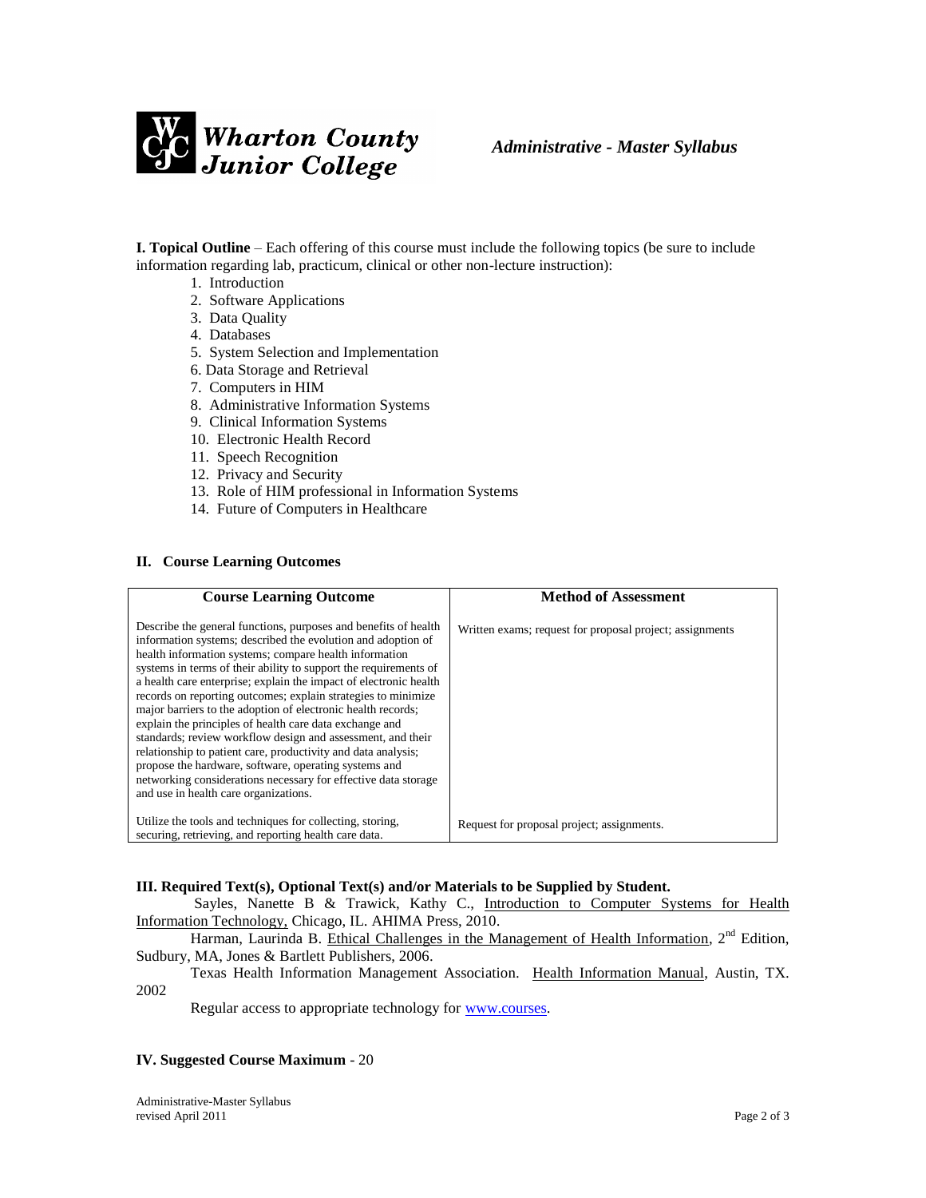**Wharton County Junior College** *Administrative - Master Syllabus*

**I. Topical Outline** – Each offering of this course must include the following topics (be sure to include information regarding lab, practicum, clinical or other non-lecture instruction):

1. Introduction
2. Software Applications
3. Data Quality
4. Databases
5. System Selection and Implementation
6. Data Storage and Retrieval
7. Computers in HIM
8. Administrative Information Systems
9. Clinical Information Systems
10. Electronic Health Record
11. Speech Recognition
12. Privacy and Security
13. Role of HIM professional in Information Systems
14. Future of Computers in Healthcare

**II. Course Learning Outcomes**

| Course Learning Outcome | Method of Assessment |
|---|---|
| Describe the general functions, purposes and benefits of health information systems; described the evolution and adoption of health information systems; compare health information systems in terms of their ability to support the requirements of a health care enterprise; explain the impact of electronic health records on reporting outcomes; explain strategies to minimize major barriers to the adoption of electronic health records; explain the principles of health care data exchange and standards; review workflow design and assessment, and their relationship to patient care, productivity and data analysis; propose the hardware, software, operating systems and networking considerations necessary for effective data storage and use in health care organizations. | Written exams; request for proposal project; assignments |
| Utilize the tools and techniques for collecting, storing, securing, retrieving, and reporting health care data. | Request for proposal project; assignments. |

**III. Required Text(s), Optional Text(s) and/or Materials to be Supplied by Student.**

Sayles, Nanette B & Trawick, Kathy C., Introduction to Computer Systems for Health Information Technology, Chicago, IL. AHIMA Press, 2010.

Harman, Laurinda B. Ethical Challenges in the Management of Health Information, 2nd Edition, Sudbury, MA, Jones & Bartlett Publishers, 2006.

Texas Health Information Management Association. Health Information Manual, Austin, TX. 2002

Regular access to appropriate technology for www.courses.

**IV. Suggested Course Maximum** - 20

Administrative-Master Syllabus
revised April 2011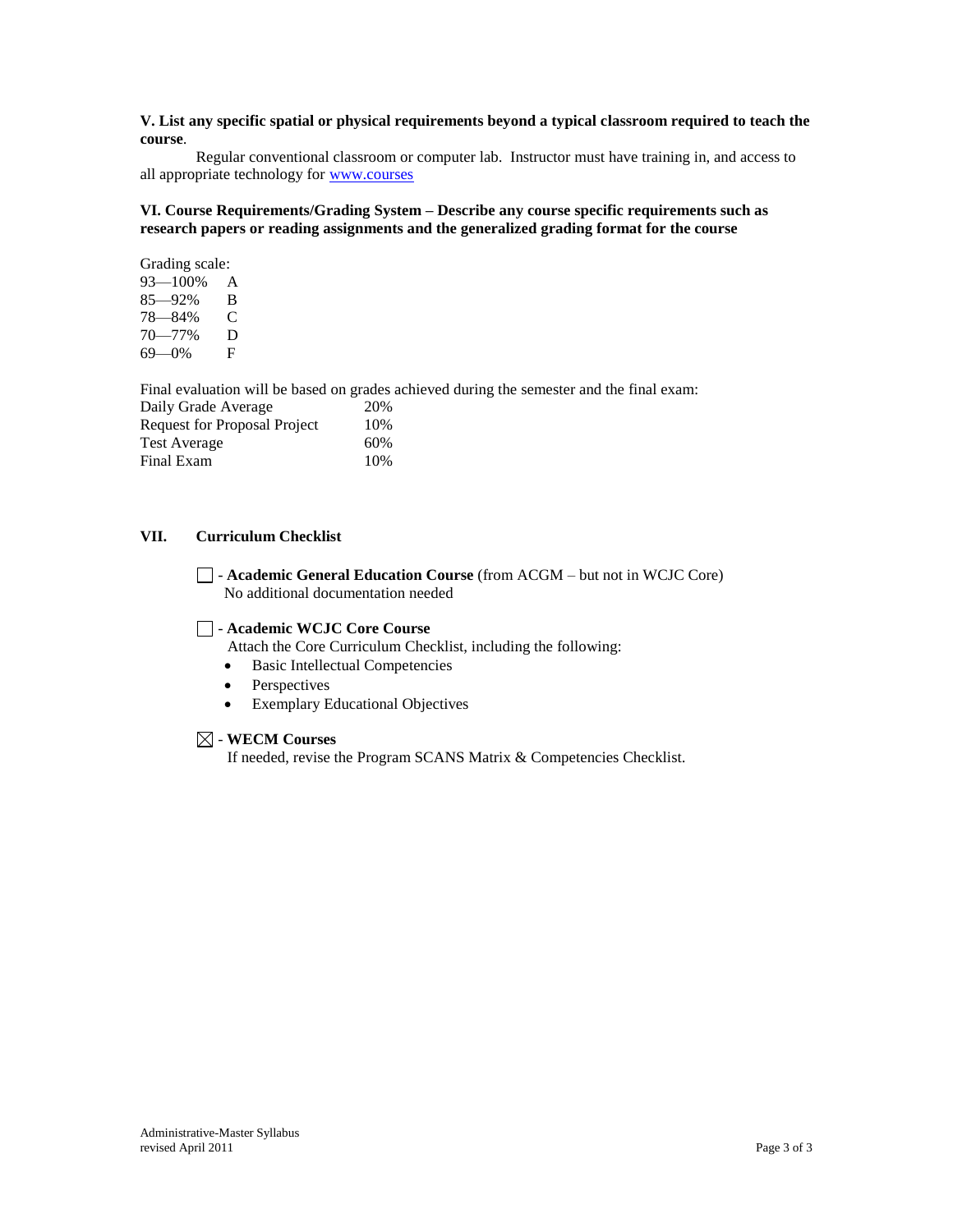**V. List any specific spatial or physical requirements beyond a typical classroom required to teach the course**.

Regular conventional classroom or computer lab. Instructor must have training in, and access to all appropriate technology for www.courses

**VI. Course Requirements/Grading System – Describe any course specific requirements such as research papers or reading assignments and the generalized grading format for the course**

Grading scale:

| | |
|---|---|
| 93—100% | A |
| 85—92% | B |
| 78—84% | C |
| 70—77% | D |
| 69—0% | F |

Final evaluation will be based on grades achieved during the semester and the final exam:

| | |
|---|---|
| Daily Grade Average | 20% |
| Request for Proposal Project | 10% |
| Test Average | 60% |
| Final Exam | 10% |

**VII. Curriculum Checklist**

☐ - **Academic General Education Course** (from ACGM – but not in WCJC Core)
No additional documentation needed

☐ - **Academic WCJC Core Course**
Attach the Core Curriculum Checklist, including the following:

- Basic Intellectual Competencies
- Perspectives
- Exemplary Educational Objectives

☒ - **WECM Courses**
If needed, revise the Program SCANS Matrix & Competencies Checklist.

Administrative-Master Syllabus
revised April 2011